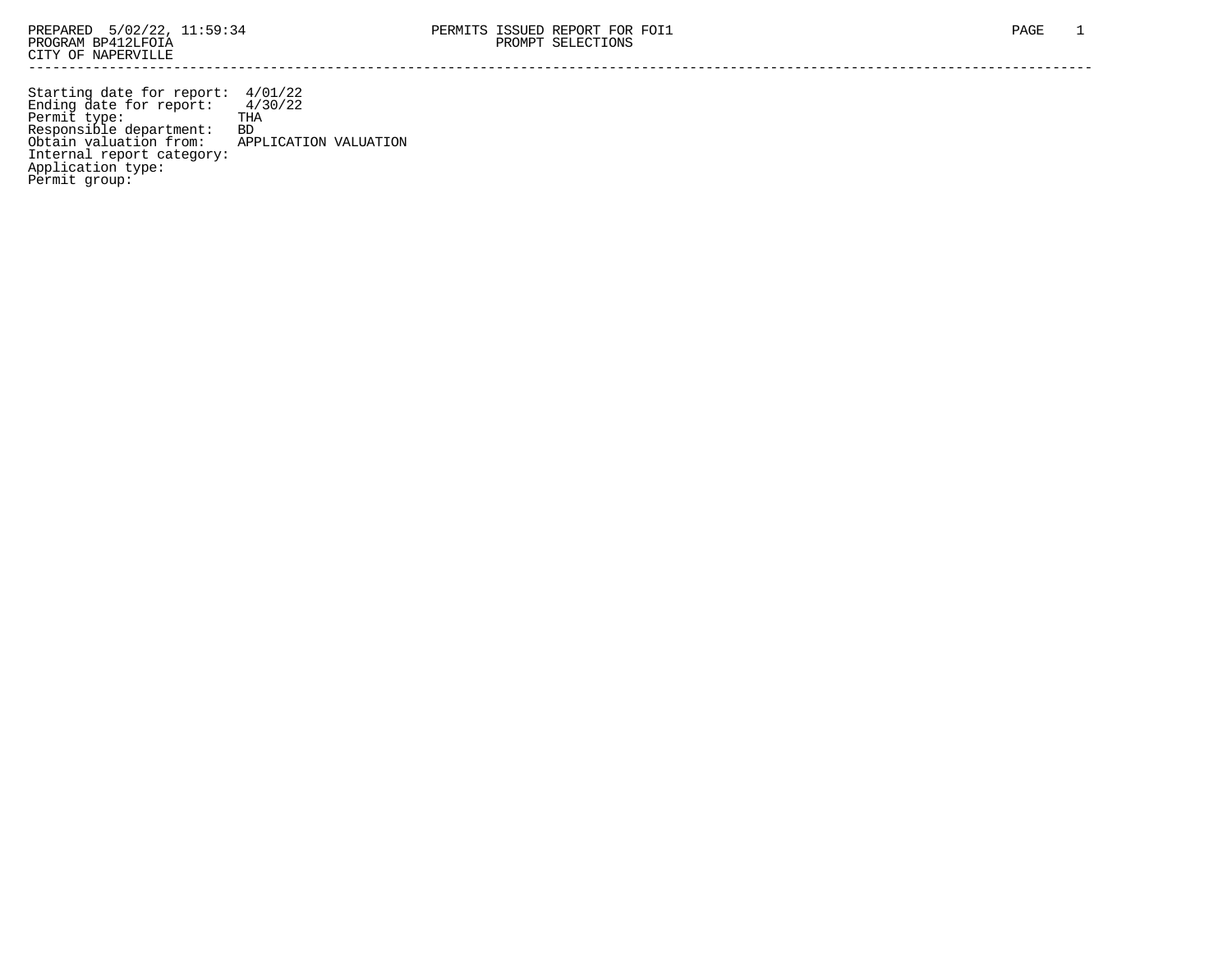PREPARED 5/02/22, 11:59:34
PROGRAM BP412LFOIA
CITY OF NAPERVILLE

PERMITS ISSUED REPORT FOR FOI1
PROMPT SELECTIONS

---

Starting date for report: 4/01/22
Ending date for report: 4/30/22
Permit type: THA
Responsible department: BD
Obtain valuation from: APPLICATION VALUATION
Internal report category:
Application type:
Permit group: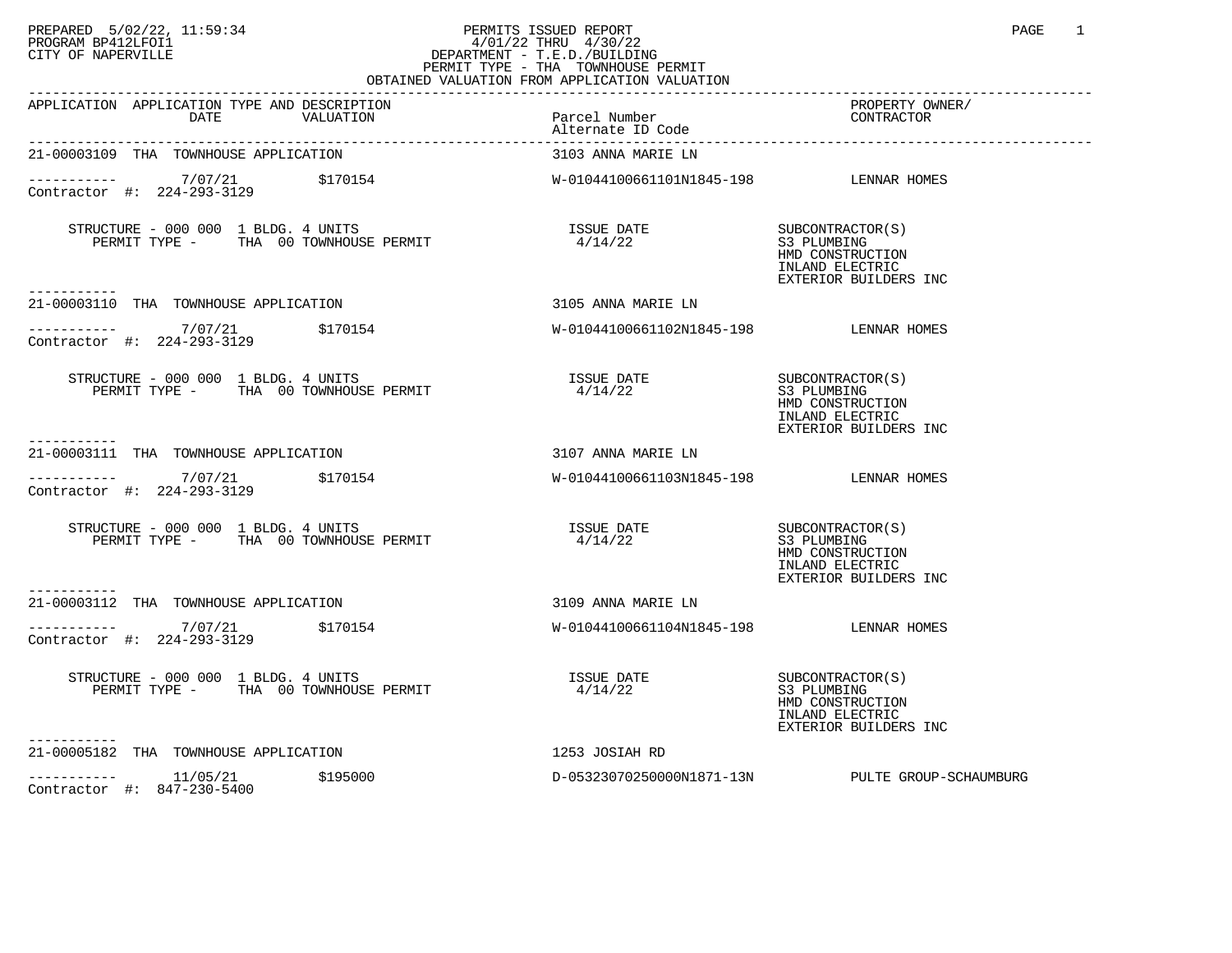PREPARED 5/02/22, 11:59:34
PROGRAM BP412LFOI1
CITY OF NAPERVILLE

PERMITS ISSUED REPORT
4/01/22 THRU 4/30/22
DEPARTMENT - T.E.D./BUILDING
PERMIT TYPE - THA TOWNHOUSE PERMIT
OBTAINED VALUATION FROM APPLICATION VALUATION

| APPLICATION | APPLICATION TYPE AND DESCRIPTION DATE / VALUATION | Parcel Number / Alternate ID Code | PROPERTY OWNER/ CONTRACTOR |
|---|---|---|---|
| 21-00003109 | THA TOWNHOUSE APPLICATION | 3103 ANNA MARIE LN | |
| ----------- | 7/07/21 $170154 | W-01044100661101N1845-198 | LENNAR HOMES |
| Contractor #: 224-293-3129 | | | |
| | STRUCTURE - 000 000 1 BLDG. 4 UNITS / PERMIT TYPE - THA 00 TOWNHOUSE PERMIT | ISSUE DATE 4/14/22 | SUBCONTRACTOR(S) S3 PLUMBING, HMD CONSTRUCTION, INLAND ELECTRIC, EXTERIOR BUILDERS INC |
| 21-00003110 | THA TOWNHOUSE APPLICATION | 3105 ANNA MARIE LN | |
| ----------- | 7/07/21 $170154 | W-01044100661102N1845-198 | LENNAR HOMES |
| Contractor #: 224-293-3129 | | | |
| | STRUCTURE - 000 000 1 BLDG. 4 UNITS / PERMIT TYPE - THA 00 TOWNHOUSE PERMIT | ISSUE DATE 4/14/22 | SUBCONTRACTOR(S) S3 PLUMBING, HMD CONSTRUCTION, INLAND ELECTRIC, EXTERIOR BUILDERS INC |
| 21-00003111 | THA TOWNHOUSE APPLICATION | 3107 ANNA MARIE LN | |
| ----------- | 7/07/21 $170154 | W-01044100661103N1845-198 | LENNAR HOMES |
| Contractor #: 224-293-3129 | | | |
| | STRUCTURE - 000 000 1 BLDG. 4 UNITS / PERMIT TYPE - THA 00 TOWNHOUSE PERMIT | ISSUE DATE 4/14/22 | SUBCONTRACTOR(S) S3 PLUMBING, HMD CONSTRUCTION, INLAND ELECTRIC, EXTERIOR BUILDERS INC |
| 21-00003112 | THA TOWNHOUSE APPLICATION | 3109 ANNA MARIE LN | |
| ----------- | 7/07/21 $170154 | W-01044100661104N1845-198 | LENNAR HOMES |
| Contractor #: 224-293-3129 | | | |
| | STRUCTURE - 000 000 1 BLDG. 4 UNITS / PERMIT TYPE - THA 00 TOWNHOUSE PERMIT | ISSUE DATE 4/14/22 | SUBCONTRACTOR(S) S3 PLUMBING, HMD CONSTRUCTION, INLAND ELECTRIC, EXTERIOR BUILDERS INC |
| 21-00005182 | THA TOWNHOUSE APPLICATION | 1253 JOSIAH RD | |
| ----------- | 11/05/21 $195000 | D-05323070250000N1871-13N | PULTE GROUP-SCHAUMBURG |
| Contractor #: 847-230-5400 | | | |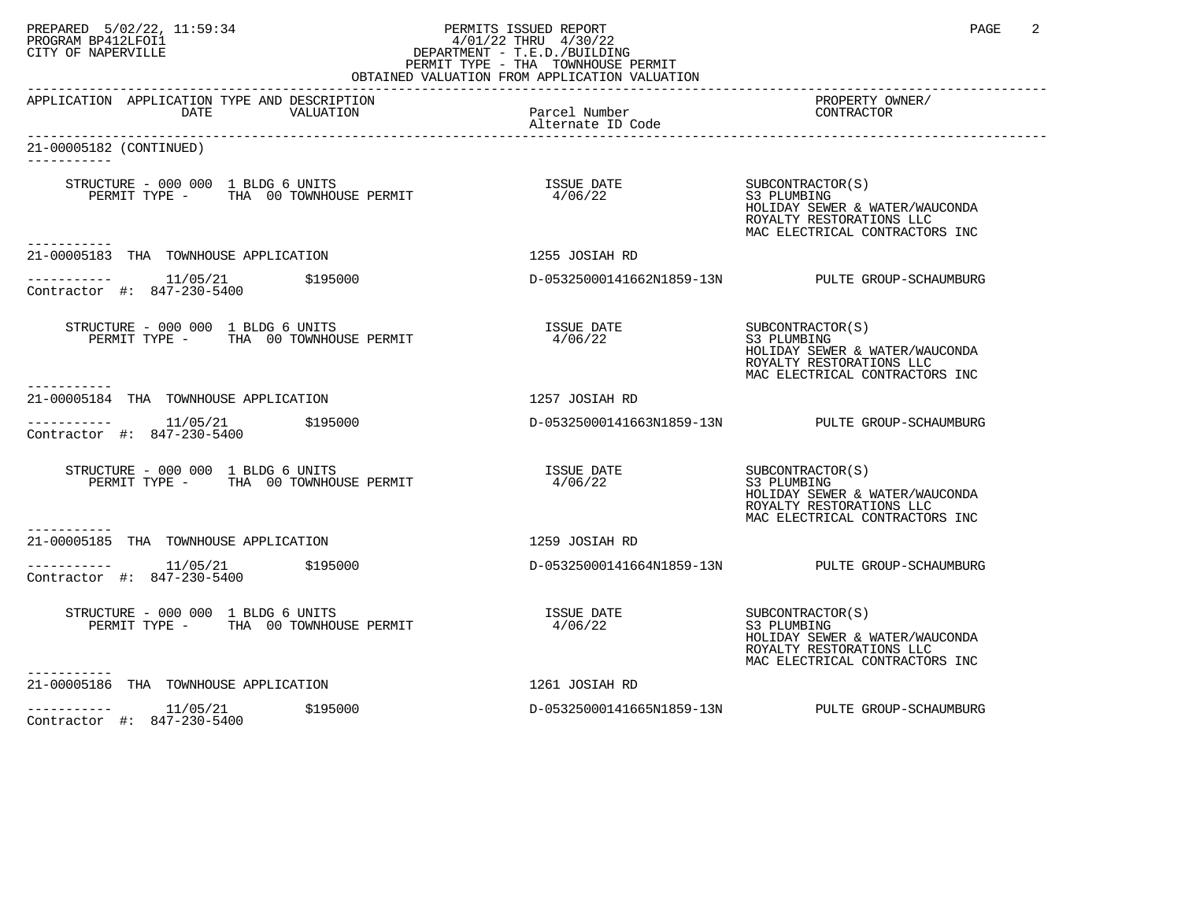PREPARED 5/02/22, 11:59:34
PROGRAM BP412LFOI1
CITY OF NAPERVILLE

PERMITS ISSUED REPORT
4/01/22 THRU 4/30/22
DEPARTMENT - T.E.D./BUILDING
PERMIT TYPE - THA TOWNHOUSE PERMIT
OBTAINED VALUATION FROM APPLICATION VALUATION

| APPLICATION | APPLICATION TYPE AND DESCRIPTION DATE | VALUATION | Parcel Number / Alternate ID Code | PROPERTY OWNER/ CONTRACTOR |
|---|---|---|---|---|

**21-00005182 (CONTINUED)**

STRUCTURE - 000 000 1 BLDG 6 UNITS
PERMIT TYPE - THA 00 TOWNHOUSE PERMIT
ISSUE DATE 4/06/22
SUBCONTRACTOR(S): S3 PLUMBING; HOLIDAY SEWER & WATER/WAUCONDA; ROYALTY RESTORATIONS LLC; MAC ELECTRICAL CONTRACTORS INC

---

**21-00005183 THA TOWNHOUSE APPLICATION** — 1255 JOSIAH RD
11/05/21 — $195000 — D-05325000141662N1859-13N — PULTE GROUP-SCHAUMBURG
Contractor #: 847-230-5400

STRUCTURE - 000 000 1 BLDG 6 UNITS
PERMIT TYPE - THA 00 TOWNHOUSE PERMIT
ISSUE DATE 4/06/22
SUBCONTRACTOR(S): S3 PLUMBING; HOLIDAY SEWER & WATER/WAUCONDA; ROYALTY RESTORATIONS LLC; MAC ELECTRICAL CONTRACTORS INC

---

**21-00005184 THA TOWNHOUSE APPLICATION** — 1257 JOSIAH RD
11/05/21 — $195000 — D-05325000141663N1859-13N — PULTE GROUP-SCHAUMBURG
Contractor #: 847-230-5400

STRUCTURE - 000 000 1 BLDG 6 UNITS
PERMIT TYPE - THA 00 TOWNHOUSE PERMIT
ISSUE DATE 4/06/22
SUBCONTRACTOR(S): S3 PLUMBING; HOLIDAY SEWER & WATER/WAUCONDA; ROYALTY RESTORATIONS LLC; MAC ELECTRICAL CONTRACTORS INC

---

**21-00005185 THA TOWNHOUSE APPLICATION** — 1259 JOSIAH RD
11/05/21 — $195000 — D-05325000141664N1859-13N — PULTE GROUP-SCHAUMBURG
Contractor #: 847-230-5400

STRUCTURE - 000 000 1 BLDG 6 UNITS
PERMIT TYPE - THA 00 TOWNHOUSE PERMIT
ISSUE DATE 4/06/22
SUBCONTRACTOR(S): S3 PLUMBING; HOLIDAY SEWER & WATER/WAUCONDA; ROYALTY RESTORATIONS LLC; MAC ELECTRICAL CONTRACTORS INC

---

**21-00005186 THA TOWNHOUSE APPLICATION** — 1261 JOSIAH RD
11/05/21 — $195000 — D-05325000141665N1859-13N — PULTE GROUP-SCHAUMBURG
Contractor #: 847-230-5400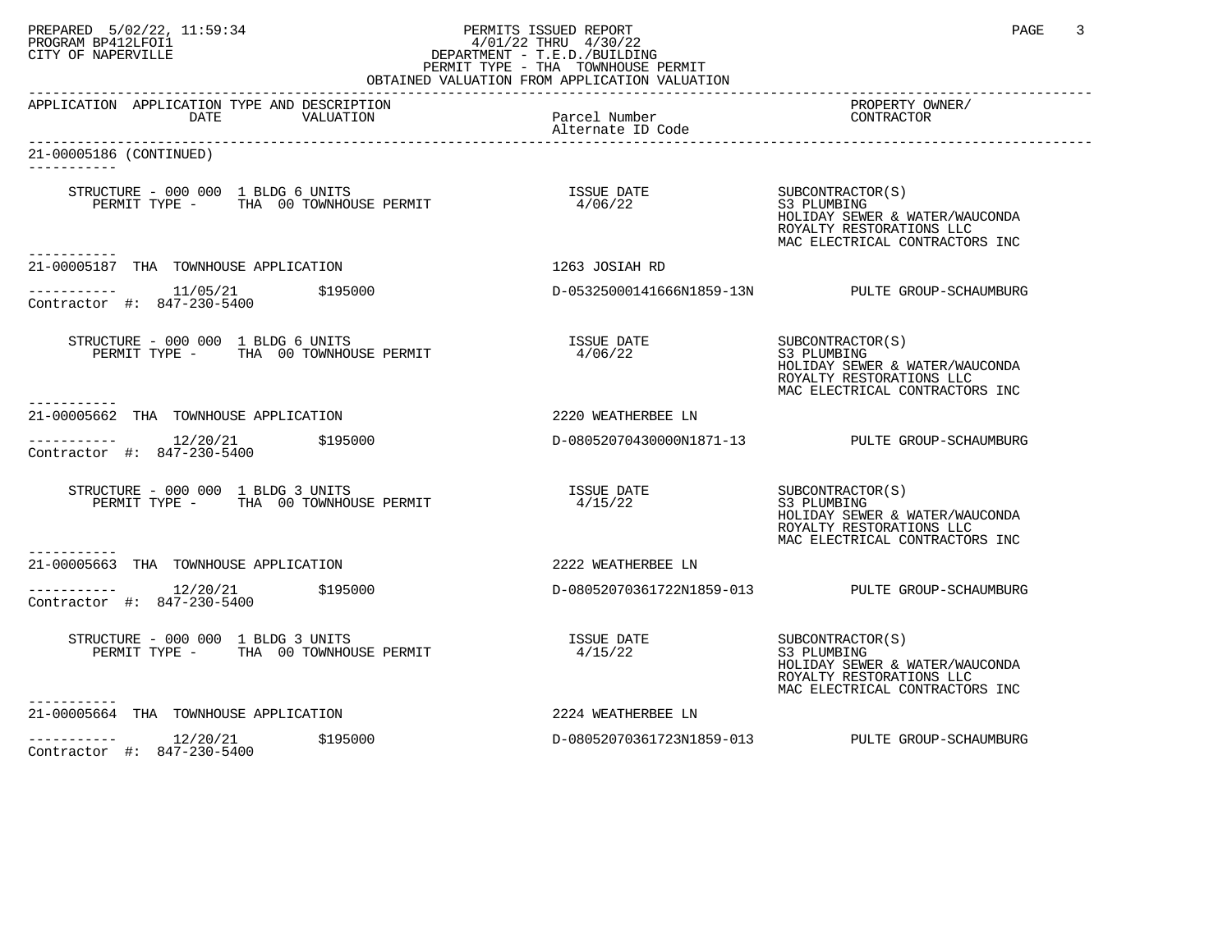APPLICATION APPLICATION TYPE AND DESCRIPTION DATE VALUATION | Parcel Number Alternate ID Code | PROPERTY OWNER/ CONTRACTOR

21-00005186 (CONTINUED)

STRUCTURE - 000 000 1 BLDG 6 UNITS
PERMIT TYPE - THA 00 TOWNHOUSE PERMIT
ISSUE DATE 4/06/22
SUBCONTRACTOR(S)
S3 PLUMBING
HOLIDAY SEWER & WATER/WAUCONDA
ROYALTY RESTORATIONS LLC
MAC ELECTRICAL CONTRACTORS INC

---

21-00005187 THA TOWNHOUSE APPLICATION — 1263 JOSIAH RD

11/05/21 $195000 — D-05325000141666N1859-13N — PULTE GROUP-SCHAUMBURG

Contractor #: 847-230-5400

STRUCTURE - 000 000 1 BLDG 6 UNITS
PERMIT TYPE - THA 00 TOWNHOUSE PERMIT
ISSUE DATE 4/06/22
SUBCONTRACTOR(S)
S3 PLUMBING
HOLIDAY SEWER & WATER/WAUCONDA
ROYALTY RESTORATIONS LLC
MAC ELECTRICAL CONTRACTORS INC

---

21-00005662 THA TOWNHOUSE APPLICATION — 2220 WEATHERBEE LN

12/20/21 $195000 — D-08052070430000N1871-13 — PULTE GROUP-SCHAUMBURG

Contractor #: 847-230-5400

STRUCTURE - 000 000 1 BLDG 3 UNITS
PERMIT TYPE - THA 00 TOWNHOUSE PERMIT
ISSUE DATE 4/15/22
SUBCONTRACTOR(S)
S3 PLUMBING
HOLIDAY SEWER & WATER/WAUCONDA
ROYALTY RESTORATIONS LLC
MAC ELECTRICAL CONTRACTORS INC

---

21-00005663 THA TOWNHOUSE APPLICATION — 2222 WEATHERBEE LN

12/20/21 $195000 — D-08052070361722N1859-013 — PULTE GROUP-SCHAUMBURG

Contractor #: 847-230-5400

STRUCTURE - 000 000 1 BLDG 3 UNITS
PERMIT TYPE - THA 00 TOWNHOUSE PERMIT
ISSUE DATE 4/15/22
SUBCONTRACTOR(S)
S3 PLUMBING
HOLIDAY SEWER & WATER/WAUCONDA
ROYALTY RESTORATIONS LLC
MAC ELECTRICAL CONTRACTORS INC

---

21-00005664 THA TOWNHOUSE APPLICATION — 2224 WEATHERBEE LN

12/20/21 $195000 — D-08052070361723N1859-013 — PULTE GROUP-SCHAUMBURG

Contractor #: 847-230-5400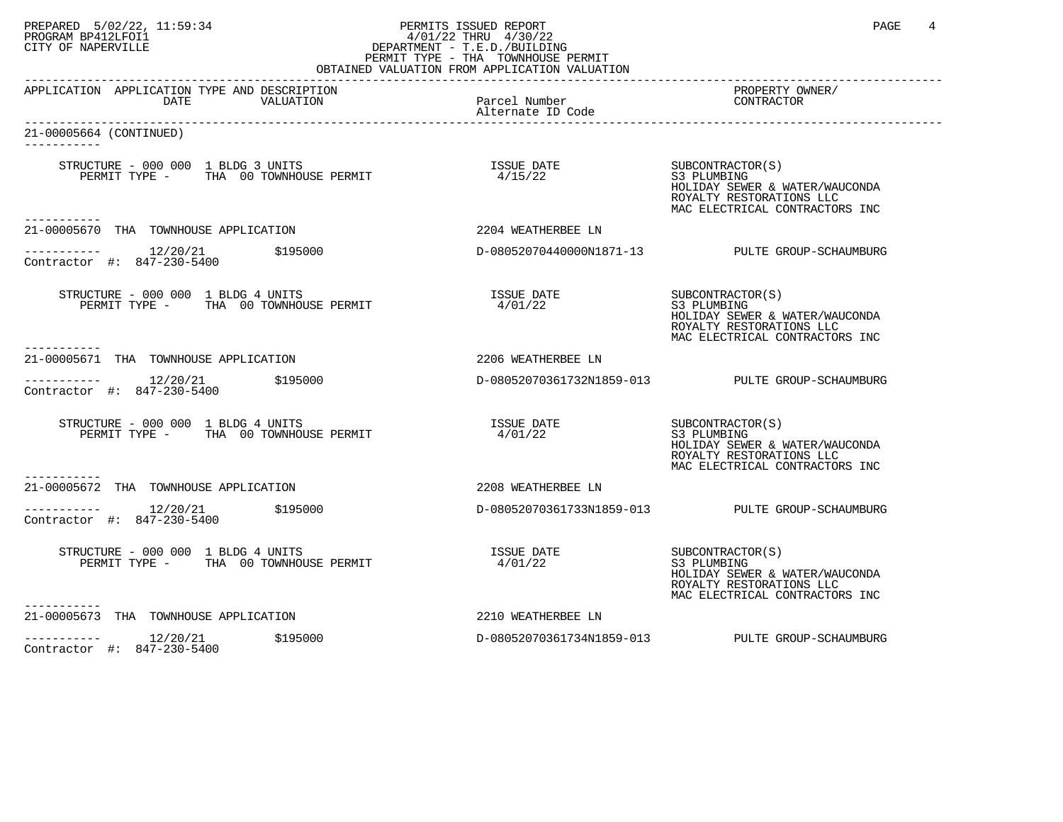PREPARED 5/02/22, 11:59:34
PROGRAM BP412LFOI1
CITY OF NAPERVILLE

PERMITS ISSUED REPORT
4/01/22 THRU 4/30/22
DEPARTMENT - T.E.D./BUILDING
PERMIT TYPE - THA TOWNHOUSE PERMIT
OBTAINED VALUATION FROM APPLICATION VALUATION

| APPLICATION | APPLICATION TYPE AND DESCRIPTION DATE VALUATION | Parcel Number / Alternate ID Code | PROPERTY OWNER/ CONTRACTOR |
|---|---|---|---|

**21-00005664 (CONTINUED)**

STRUCTURE - 000 000 1 BLDG 3 UNITS
PERMIT TYPE - THA 00 TOWNHOUSE PERMIT
ISSUE DATE 4/15/22
SUBCONTRACTOR(S): S3 PLUMBING; HOLIDAY SEWER & WATER/WAUCONDA; ROYALTY RESTORATIONS LLC; MAC ELECTRICAL CONTRACTORS INC

---

**21-00005670 THA TOWNHOUSE APPLICATION** — 2204 WEATHERBEE LN

12/20/21 $195000 — D-08052070440000N1871-13 — PULTE GROUP-SCHAUMBURG
Contractor #: 847-230-5400

STRUCTURE - 000 000 1 BLDG 4 UNITS
PERMIT TYPE - THA 00 TOWNHOUSE PERMIT
ISSUE DATE 4/01/22
SUBCONTRACTOR(S): S3 PLUMBING; HOLIDAY SEWER & WATER/WAUCONDA; ROYALTY RESTORATIONS LLC; MAC ELECTRICAL CONTRACTORS INC

---

**21-00005671 THA TOWNHOUSE APPLICATION** — 2206 WEATHERBEE LN

12/20/21 $195000 — D-08052070361732N1859-013 — PULTE GROUP-SCHAUMBURG
Contractor #: 847-230-5400

STRUCTURE - 000 000 1 BLDG 4 UNITS
PERMIT TYPE - THA 00 TOWNHOUSE PERMIT
ISSUE DATE 4/01/22
SUBCONTRACTOR(S): S3 PLUMBING; HOLIDAY SEWER & WATER/WAUCONDA; ROYALTY RESTORATIONS LLC; MAC ELECTRICAL CONTRACTORS INC

---

**21-00005672 THA TOWNHOUSE APPLICATION** — 2208 WEATHERBEE LN

12/20/21 $195000 — D-08052070361733N1859-013 — PULTE GROUP-SCHAUMBURG
Contractor #: 847-230-5400

STRUCTURE - 000 000 1 BLDG 4 UNITS
PERMIT TYPE - THA 00 TOWNHOUSE PERMIT
ISSUE DATE 4/01/22
SUBCONTRACTOR(S): S3 PLUMBING; HOLIDAY SEWER & WATER/WAUCONDA; ROYALTY RESTORATIONS LLC; MAC ELECTRICAL CONTRACTORS INC

---

**21-00005673 THA TOWNHOUSE APPLICATION** — 2210 WEATHERBEE LN

12/20/21 $195000 — D-08052070361734N1859-013 — PULTE GROUP-SCHAUMBURG
Contractor #: 847-230-5400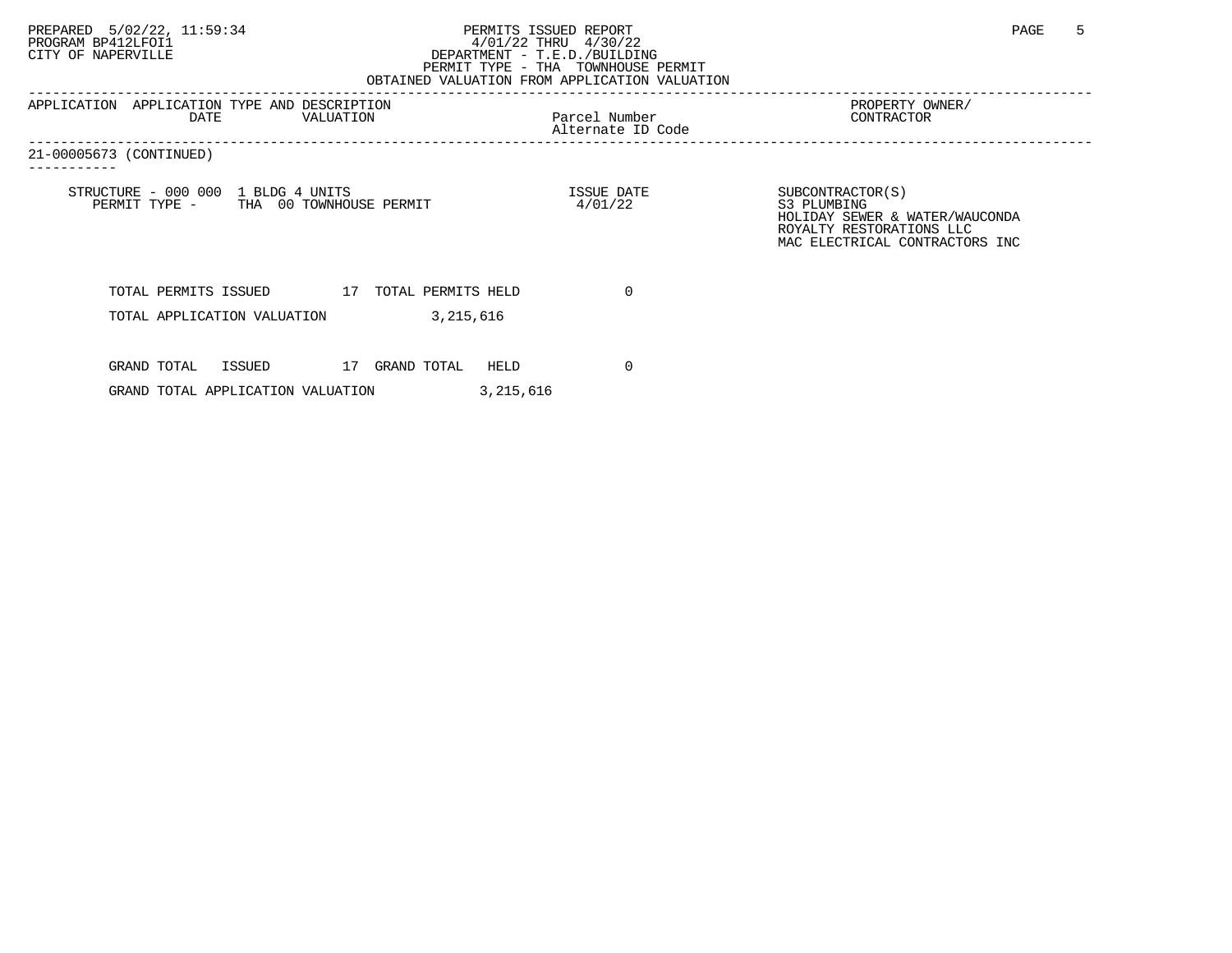PREPARED 5/02/22, 11:59:34
PROGRAM BP412LFOI1
CITY OF NAPERVILLE

PERMITS ISSUED REPORT
4/01/22 THRU 4/30/22
DEPARTMENT - T.E.D./BUILDING
PERMIT TYPE - THA TOWNHOUSE PERMIT
OBTAINED VALUATION FROM APPLICATION VALUATION

| APPLICATION | APPLICATION TYPE AND DESCRIPTION DATE VALUATION | Parcel Number Alternate ID Code | PROPERTY OWNER/ CONTRACTOR |
|---|---|---|---|

21-00005673 (CONTINUED)

STRUCTURE - 000 000 1 BLDG 4 UNITS
PERMIT TYPE - THA 00 TOWNHOUSE PERMIT

ISSUE DATE
4/01/22

SUBCONTRACTOR(S)
S3 PLUMBING
HOLIDAY SEWER & WATER/WAUCONDA
ROYALTY RESTORATIONS LLC
MAC ELECTRICAL CONTRACTORS INC

TOTAL PERMITS ISSUED 17 TOTAL PERMITS HELD 0

TOTAL APPLICATION VALUATION 3,215,616

GRAND TOTAL ISSUED 17 GRAND TOTAL HELD 0

GRAND TOTAL APPLICATION VALUATION 3,215,616